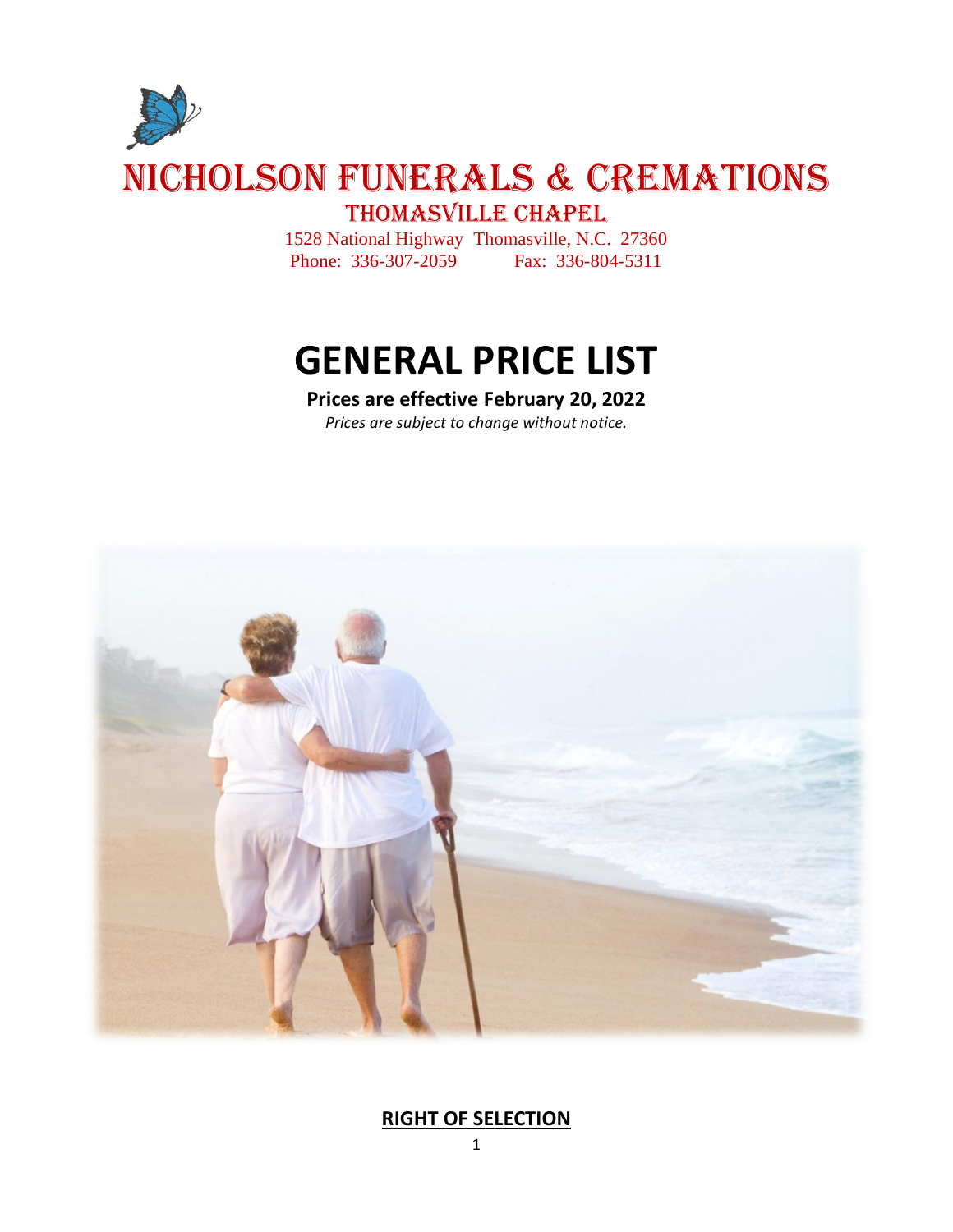# NICHOLSON FUNERALS & CREMATIONS

## THOMASVILLE CHAPEL

1528 National Highway Thomasville, N.C. 27360
Phone: 336-307-2059 Fax: 336-804-5311

# GENERAL PRICE LIST

**Prices are effective February 20, 2022**

*Prices are subject to change without notice.*

**RIGHT OF SELECTION**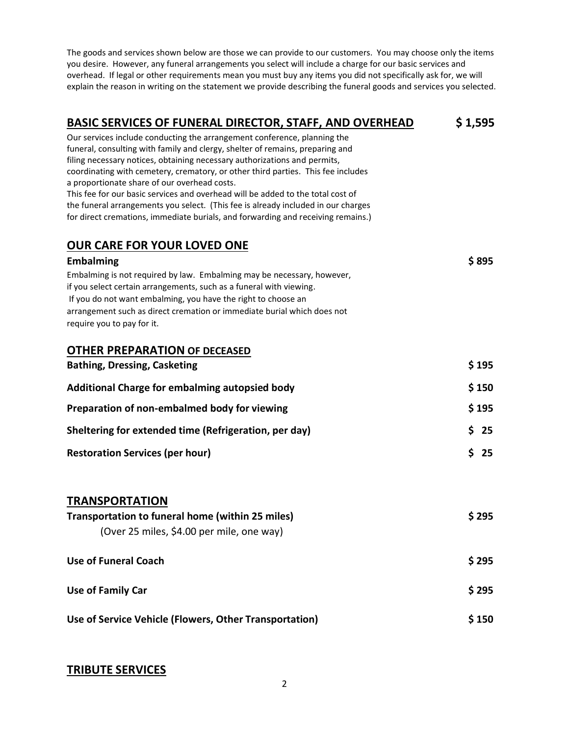The goods and services shown below are those we can provide to our customers. You may choose only the items you desire. However, any funeral arrangements you select will include a charge for our basic services and overhead. If legal or other requirements mean you must buy any items you did not specifically ask for, we will explain the reason in writing on the statement we provide describing the funeral goods and services you selected.

## BASIC SERVICES OF FUNERAL DIRECTOR, STAFF, AND OVERHEAD — $ 1,595

Our services include conducting the arrangement conference, planning the funeral, consulting with family and clergy, shelter of remains, preparing and filing necessary notices, obtaining necessary authorizations and permits, coordinating with cemetery, crematory, or other third parties. This fee includes a proportionate share of our overhead costs.
This fee for our basic services and overhead will be added to the total cost of the funeral arrangements you select. (This fee is already included in our charges for direct cremations, immediate burials, and forwarding and receiving remains.)

## OUR CARE FOR YOUR LOVED ONE

**Embalming** — **$ 895**

Embalming is not required by law. Embalming may be necessary, however, if you select certain arrangements, such as a funeral with viewing. If you do not want embalming, you have the right to choose an arrangement such as direct cremation or immediate burial which does not require you to pay for it.

## OTHER PREPARATION OF DECEASED

| Item | Price |
|---|---|
| **Bathing, Dressing, Casketing** | **$ 195** |
| **Additional Charge for embalming autopsied body** | **$ 150** |
| **Preparation of non-embalmed body for viewing** | **$ 195** |
| **Sheltering for extended time (Refrigeration, per day)** | **$ 25** |
| **Restoration Services (per hour)** | **$ 25** |

## TRANSPORTATION

| Item | Price |
|---|---|
| **Transportation to funeral home (within 25 miles)** (Over 25 miles, $4.00 per mile, one way) | **$ 295** |
| **Use of Funeral Coach** | **$ 295** |
| **Use of Family Car** | **$ 295** |
| **Use of Service Vehicle (Flowers, Other Transportation)** | **$ 150** |

## TRIBUTE SERVICES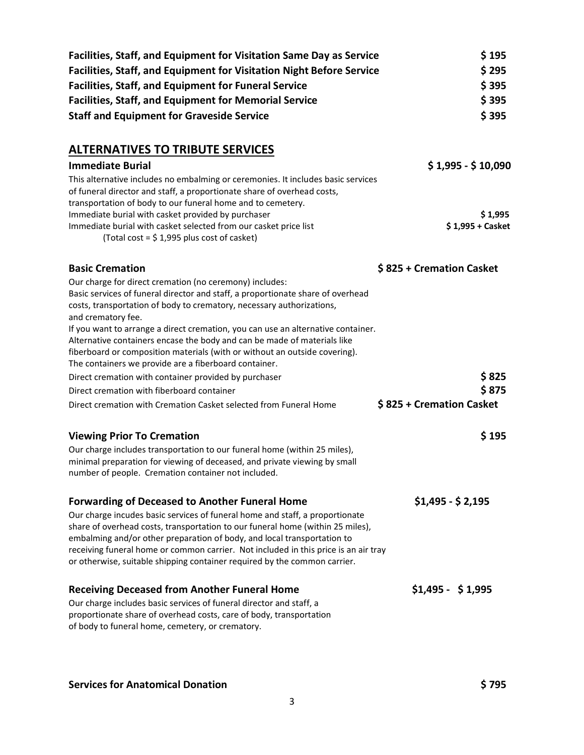| | |
|---|---|
| **Facilities, Staff, and Equipment for Visitation Same Day as Service** | **$ 195** |
| **Facilities, Staff, and Equipment for Visitation Night Before Service** | **$ 295** |
| **Facilities, Staff, and Equipment for Funeral Service** | **$ 395** |
| **Facilities, Staff, and Equipment for Memorial Service** | **$ 395** |
| **Staff and Equipment for Graveside Service** | **$ 395** |

## ALTERNATIVES TO TRIBUTE SERVICES

### Immediate Burial — $ 1,995 - $ 10,090

This alternative includes no embalming or ceremonies. It includes basic services of funeral director and staff, a proportionate share of overhead costs, transportation of body to our funeral home and to cemetery.

| | |
|---|---|
| Immediate burial with casket provided by purchaser | **$ 1,995** |
| Immediate burial with casket selected from our casket price list | **$ 1,995 + Casket** |

(Total cost = $ 1,995 plus cost of casket)

### Basic Cremation — $ 825 + Cremation Casket

Our charge for direct cremation (no ceremony) includes:
Basic services of funeral director and staff, a proportionate share of overhead costs, transportation of body to crematory, necessary authorizations, and crematory fee.
If you want to arrange a direct cremation, you can use an alternative container. Alternative containers encase the body and can be made of materials like fiberboard or composition materials (with or without an outside covering). The containers we provide are a fiberboard container.

| | |
|---|---|
| Direct cremation with container provided by purchaser | **$ 825** |
| Direct cremation with fiberboard container | **$ 875** |
| Direct cremation with Cremation Casket selected from Funeral Home | **$ 825 + Cremation Casket** |

### Viewing Prior To Cremation — $ 195

Our charge includes transportation to our funeral home (within 25 miles), minimal preparation for viewing of deceased, and private viewing by small number of people. Cremation container not included.

### Forwarding of Deceased to Another Funeral Home — $1,495 - $ 2,195

Our charge incudes basic services of funeral home and staff, a proportionate share of overhead costs, transportation to our funeral home (within 25 miles), embalming and/or other preparation of body, and local transportation to receiving funeral home or common carrier. Not included in this price is an air tray or otherwise, suitable shipping container required by the common carrier.

### Receiving Deceased from Another Funeral Home — $1,495 - $ 1,995

Our charge includes basic services of funeral director and staff, a proportionate share of overhead costs, care of body, transportation of body to funeral home, cemetery, or crematory.

### Services for Anatomical Donation — $ 795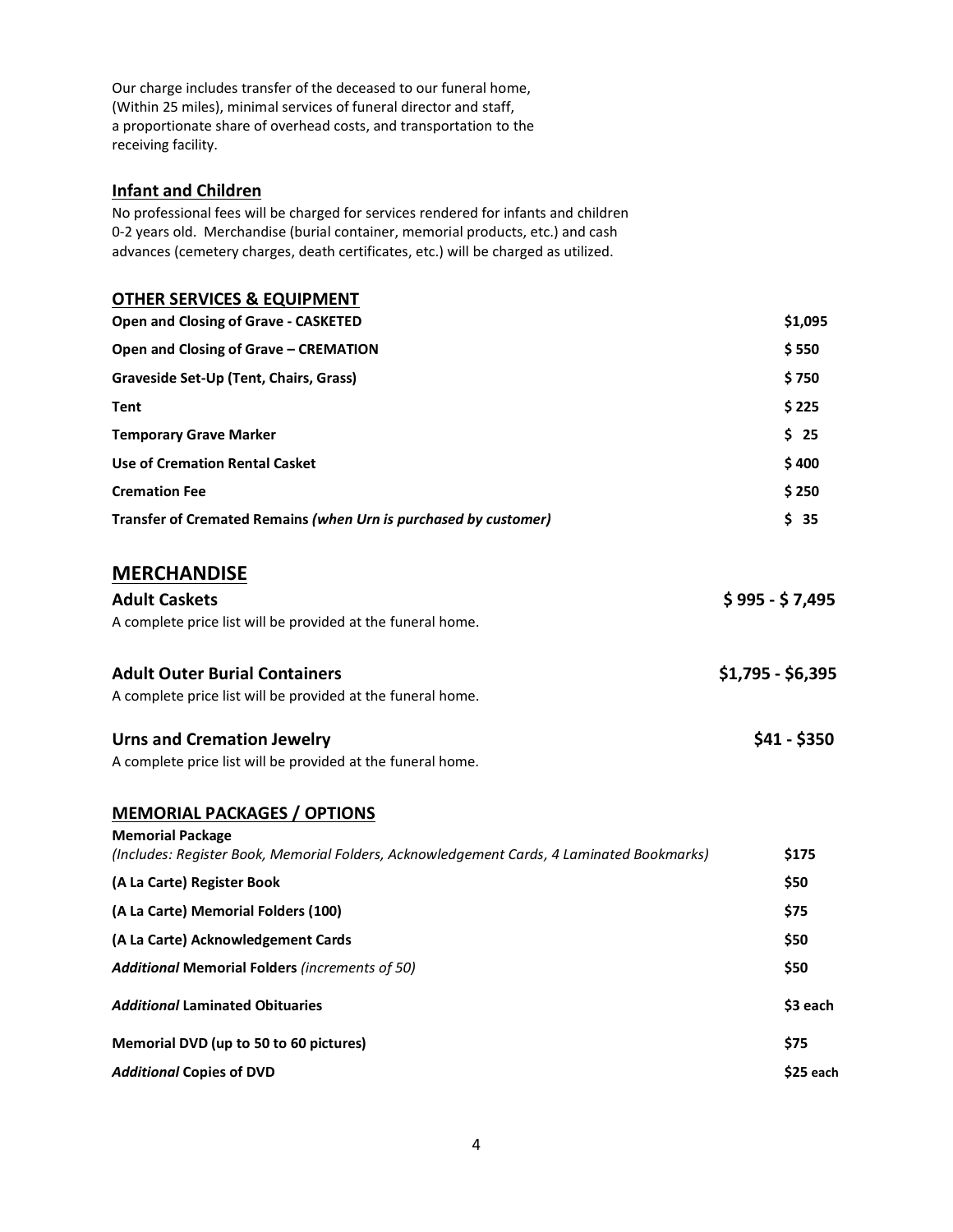Our charge includes transfer of the deceased to our funeral home, (Within 25 miles), minimal services of funeral director and staff, a proportionate share of overhead costs, and transportation to the receiving facility.

### Infant and Children

No professional fees will be charged for services rendered for infants and children 0-2 years old. Merchandise (burial container, memorial products, etc.) and cash advances (cemetery charges, death certificates, etc.) will be charged as utilized.

### OTHER SERVICES & EQUIPMENT

| | |
|---|---|
| **Open and Closing of Grave - CASKETED** | **$1,095** |
| **Open and Closing of Grave – CREMATION** | **$ 550** |
| **Graveside Set-Up (Tent, Chairs, Grass)** | **$ 750** |
| **Tent** | **$ 225** |
| **Temporary Grave Marker** | **$ 25** |
| **Use of Cremation Rental Casket** | **$ 400** |
| **Cremation Fee** | **$ 250** |
| **Transfer of Cremated Remains *(when Urn is purchased by customer)*** | **$ 35** |

## MERCHANDISE

### Adult Caskets — $ 995 - $ 7,495

A complete price list will be provided at the funeral home.

### Adult Outer Burial Containers — $1,795 - $6,395

A complete price list will be provided at the funeral home.

### Urns and Cremation Jewelry — $41 - $350

A complete price list will be provided at the funeral home.

### MEMORIAL PACKAGES / OPTIONS

| | |
|---|---|
| **Memorial Package** *(Includes: Register Book, Memorial Folders, Acknowledgement Cards, 4 Laminated Bookmarks)* | **$175** |
| **(A La Carte) Register Book** | **$50** |
| **(A La Carte) Memorial Folders (100)** | **$75** |
| **(A La Carte) Acknowledgement Cards** | **$50** |
| ***Additional* Memorial Folders** *(increments of 50)* | **$50** |
| ***Additional* Laminated Obituaries** | **$3 each** |
| **Memorial DVD (up to 50 to 60 pictures)** | **$75** |
| ***Additional* Copies of DVD** | **$25 each** |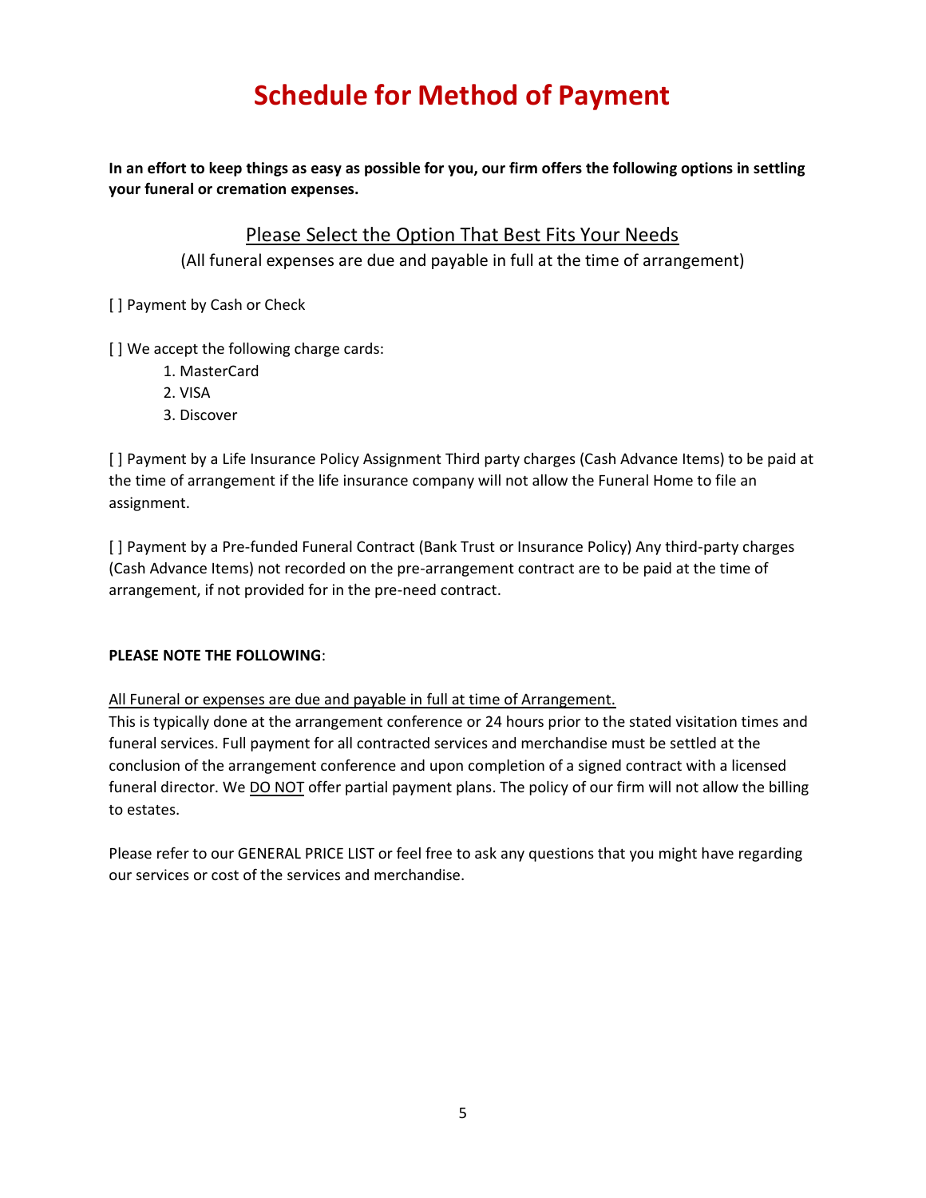# Schedule for Method of Payment

**In an effort to keep things as easy as possible for you, our firm offers the following options in settling your funeral or cremation expenses.**

<u>Please Select the Option That Best Fits Your Needs</u>

(All funeral expenses are due and payable in full at the time of arrangement)

[ ] Payment by Cash or Check

[ ] We accept the following charge cards:

1. MasterCard
2. VISA
3. Discover

[ ] Payment by a Life Insurance Policy Assignment Third party charges (Cash Advance Items) to be paid at the time of arrangement if the life insurance company will not allow the Funeral Home to file an assignment.

[ ] Payment by a Pre-funded Funeral Contract (Bank Trust or Insurance Policy) Any third-party charges (Cash Advance Items) not recorded on the pre-arrangement contract are to be paid at the time of arrangement, if not provided for in the pre-need contract.

**PLEASE NOTE THE FOLLOWING**:

<u>All Funeral or expenses are due and payable in full at time of Arrangement.</u>
This is typically done at the arrangement conference or 24 hours prior to the stated visitation times and funeral services. Full payment for all contracted services and merchandise must be settled at the conclusion of the arrangement conference and upon completion of a signed contract with a licensed funeral director. We <u>DO NOT</u> offer partial payment plans. The policy of our firm will not allow the billing to estates.

Please refer to our GENERAL PRICE LIST or feel free to ask any questions that you might have regarding our services or cost of the services and merchandise.